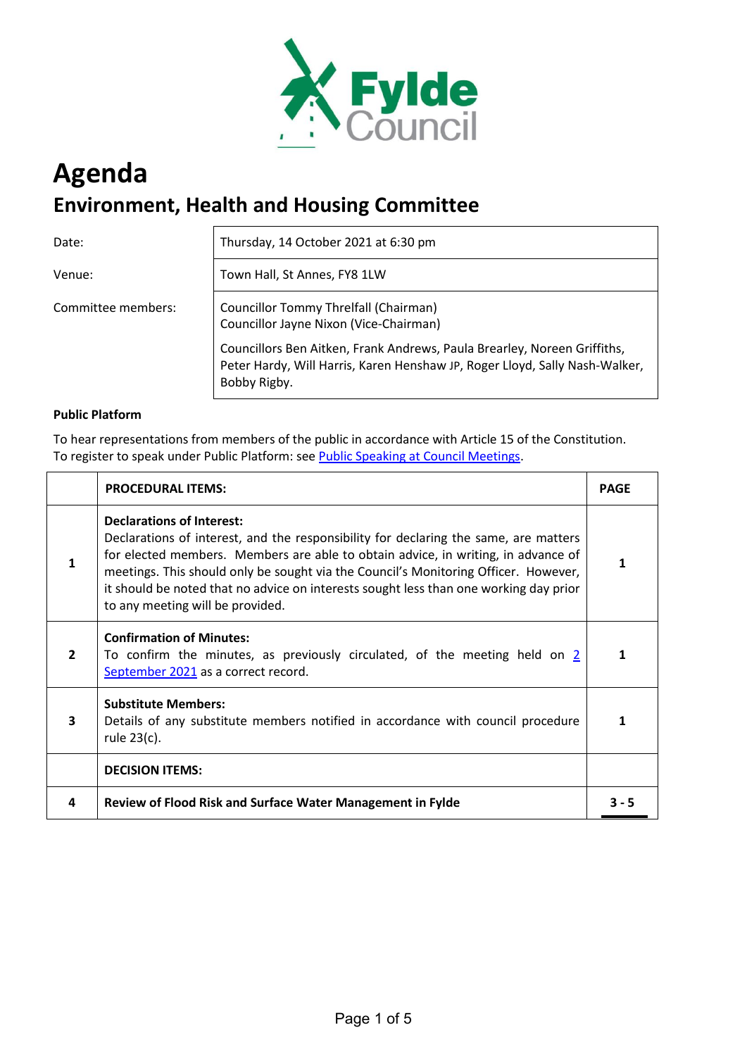# Agenda

## Environment, Health and Housing Committee

| | |
|---|---|
| Date: | Thursday, 14 October 2021 at 6:30 pm |
| Venue: | Town Hall, St Annes, FY8 1LW |
| Committee members: | Councillor Tommy Threlfall (Chairman)<br>Councillor Jayne Nixon (Vice-Chairman)<br><br>Councillors Ben Aitken, Frank Andrews, Paula Brearley, Noreen Griffiths, Peter Hardy, Will Harris, Karen Henshaw JP, Roger Lloyd, Sally Nash-Walker, Bobby Rigby. |

**Public Platform**

To hear representations from members of the public in accordance with Article 15 of the Constitution. To register to speak under Public Platform: see Public Speaking at Council Meetings.

| | PROCEDURAL ITEMS: | PAGE |
|---|---|---|
| 1 | **Declarations of Interest:**<br>Declarations of interest, and the responsibility for declaring the same, are matters for elected members. Members are able to obtain advice, in writing, in advance of meetings. This should only be sought via the Council's Monitoring Officer. However, it should be noted that no advice on interests sought less than one working day prior to any meeting will be provided. | 1 |
| 2 | **Confirmation of Minutes:**<br>To confirm the minutes, as previously circulated, of the meeting held on 2 September 2021 as a correct record. | 1 |
| 3 | **Substitute Members:**<br>Details of any substitute members notified in accordance with council procedure rule 23(c). | 1 |
| | **DECISION ITEMS:** | |
| 4 | **Review of Flood Risk and Surface Water Management in Fylde** | 3 - 5 |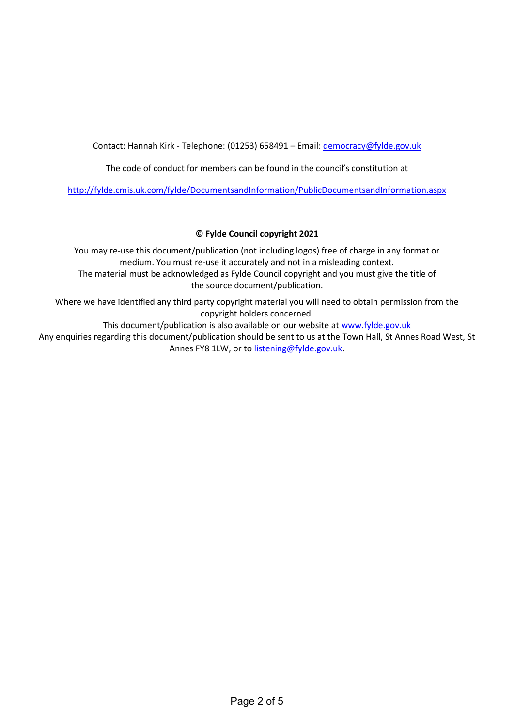Contact: Hannah Kirk - Telephone: (01253) 658491 – Email: [democracy@fylde.gov.uk](mailto:democracy@fylde.gov.uk)

The code of conduct for members can be found in the council's constitution at

[http://fylde.cmis.uk.com/fylde/DocumentsandInformation/PublicDocumentsandInformation.aspx](http://fylde.cmis.uk.com/fylde/DocumentsandInformation/PublicDocumentsandInformation.aspx)

**© Fylde Council copyright 2021**

You may re-use this document/publication (not including logos) free of charge in any format or medium. You must re-use it accurately and not in a misleading context. The material must be acknowledged as Fylde Council copyright and you must give the title of the source document/publication.

Where we have identified any third party copyright material you will need to obtain permission from the copyright holders concerned.

This document/publication is also available on our website at [www.fylde.gov.uk](http://www.fylde.gov.uk)

Any enquiries regarding this document/publication should be sent to us at the Town Hall, St Annes Road West, St Annes FY8 1LW, or to [listening@fylde.gov.uk](mailto:listening@fylde.gov.uk).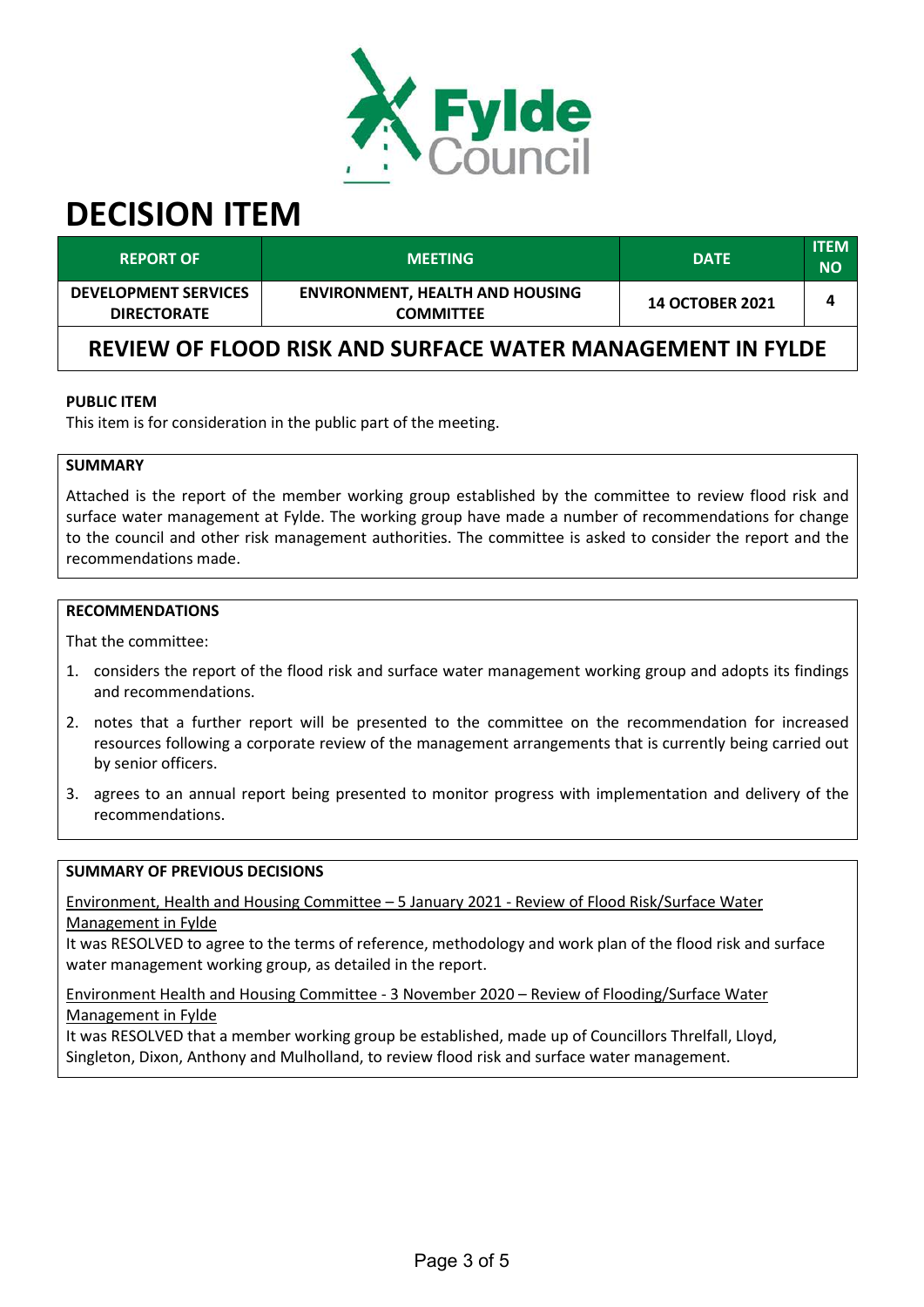# DECISION ITEM

| REPORT OF | MEETING | DATE | ITEM NO |
| --- | --- | --- | --- |
| DEVELOPMENT SERVICES DIRECTORATE | ENVIRONMENT, HEALTH AND HOUSING COMMITTEE | 14 OCTOBER 2021 | 4 |

## REVIEW OF FLOOD RISK AND SURFACE WATER MANAGEMENT IN FYLDE

**PUBLIC ITEM**

This item is for consideration in the public part of the meeting.

**SUMMARY**

Attached is the report of the member working group established by the committee to review flood risk and surface water management at Fylde. The working group have made a number of recommendations for change to the council and other risk management authorities. The committee is asked to consider the report and the recommendations made.

**RECOMMENDATIONS**

That the committee:

1. considers the report of the flood risk and surface water management working group and adopts its findings and recommendations.
2. notes that a further report will be presented to the committee on the recommendation for increased resources following a corporate review of the management arrangements that is currently being carried out by senior officers.
3. agrees to an annual report being presented to monitor progress with implementation and delivery of the recommendations.

**SUMMARY OF PREVIOUS DECISIONS**

Environment, Health and Housing Committee – 5 January 2021 - Review of Flood Risk/Surface Water Management in Fylde

It was RESOLVED to agree to the terms of reference, methodology and work plan of the flood risk and surface water management working group, as detailed in the report.

Environment Health and Housing Committee - 3 November 2020 – Review of Flooding/Surface Water Management in Fylde

It was RESOLVED that a member working group be established, made up of Councillors Threlfall, Lloyd, Singleton, Dixon, Anthony and Mulholland, to review flood risk and surface water management.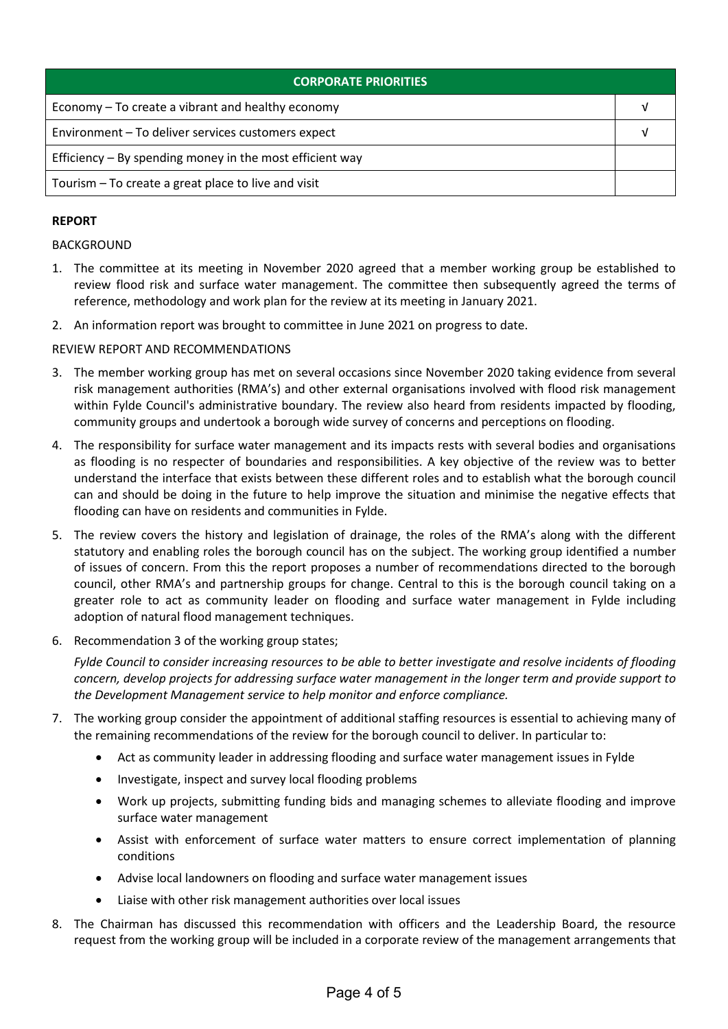| CORPORATE PRIORITIES | |
|---|---|
| Economy – To create a vibrant and healthy economy | √ |
| Environment – To deliver services customers expect | √ |
| Efficiency – By spending money in the most efficient way | |
| Tourism – To create a great place to live and visit | |

**REPORT**

BACKGROUND

1. The committee at its meeting in November 2020 agreed that a member working group be established to review flood risk and surface water management. The committee then subsequently agreed the terms of reference, methodology and work plan for the review at its meeting in January 2021.
2. An information report was brought to committee in June 2021 on progress to date.

REVIEW REPORT AND RECOMMENDATIONS

3. The member working group has met on several occasions since November 2020 taking evidence from several risk management authorities (RMA's) and other external organisations involved with flood risk management within Fylde Council's administrative boundary. The review also heard from residents impacted by flooding, community groups and undertook a borough wide survey of concerns and perceptions on flooding.
4. The responsibility for surface water management and its impacts rests with several bodies and organisations as flooding is no respecter of boundaries and responsibilities. A key objective of the review was to better understand the interface that exists between these different roles and to establish what the borough council can and should be doing in the future to help improve the situation and minimise the negative effects that flooding can have on residents and communities in Fylde.
5. The review covers the history and legislation of drainage, the roles of the RMA's along with the different statutory and enabling roles the borough council has on the subject. The working group identified a number of issues of concern. From this the report proposes a number of recommendations directed to the borough council, other RMA's and partnership groups for change. Central to this is the borough council taking on a greater role to act as community leader on flooding and surface water management in Fylde including adoption of natural flood management techniques.
6. Recommendation 3 of the working group states;

   *Fylde Council to consider increasing resources to be able to better investigate and resolve incidents of flooding concern, develop projects for addressing surface water management in the longer term and provide support to the Development Management service to help monitor and enforce compliance.*

7. The working group consider the appointment of additional staffing resources is essential to achieving many of the remaining recommendations of the review for the borough council to deliver. In particular to:
   - Act as community leader in addressing flooding and surface water management issues in Fylde
   - Investigate, inspect and survey local flooding problems
   - Work up projects, submitting funding bids and managing schemes to alleviate flooding and improve surface water management
   - Assist with enforcement of surface water matters to ensure correct implementation of planning conditions
   - Advise local landowners on flooding and surface water management issues
   - Liaise with other risk management authorities over local issues
8. The Chairman has discussed this recommendation with officers and the Leadership Board, the resource request from the working group will be included in a corporate review of the management arrangements that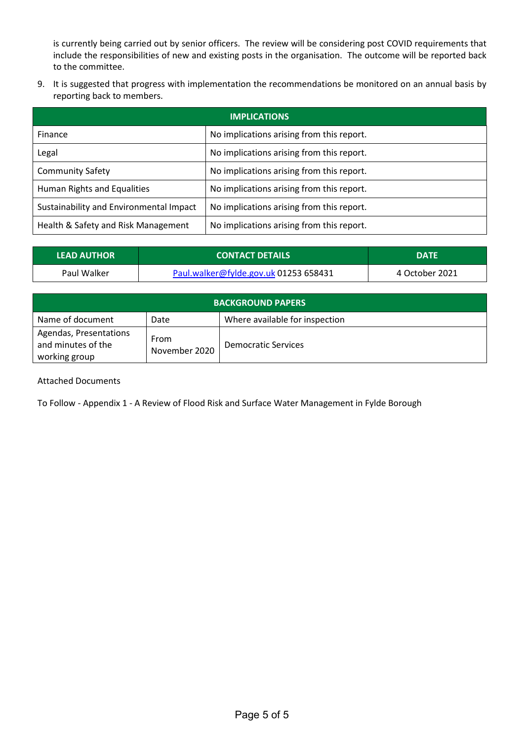is currently being carried out by senior officers. The review will be considering post COVID requirements that include the responsibilities of new and existing posts in the organisation. The outcome will be reported back to the committee.

9. It is suggested that progress with implementation the recommendations be monitored on an annual basis by reporting back to members.

| IMPLICATIONS | |
|---|---|
| Finance | No implications arising from this report. |
| Legal | No implications arising from this report. |
| Community Safety | No implications arising from this report. |
| Human Rights and Equalities | No implications arising from this report. |
| Sustainability and Environmental Impact | No implications arising from this report. |
| Health & Safety and Risk Management | No implications arising from this report. |

| LEAD AUTHOR | CONTACT DETAILS | DATE |
|---|---|---|
| Paul Walker | Paul.walker@fylde.gov.uk 01253 658431 | 4 October 2021 |

| BACKGROUND PAPERS | | |
|---|---|---|
| Name of document | Date | Where available for inspection |
| Agendas, Presentations and minutes of the working group | From November 2020 | Democratic Services |

Attached Documents

To Follow - Appendix 1 - A Review of Flood Risk and Surface Water Management in Fylde Borough